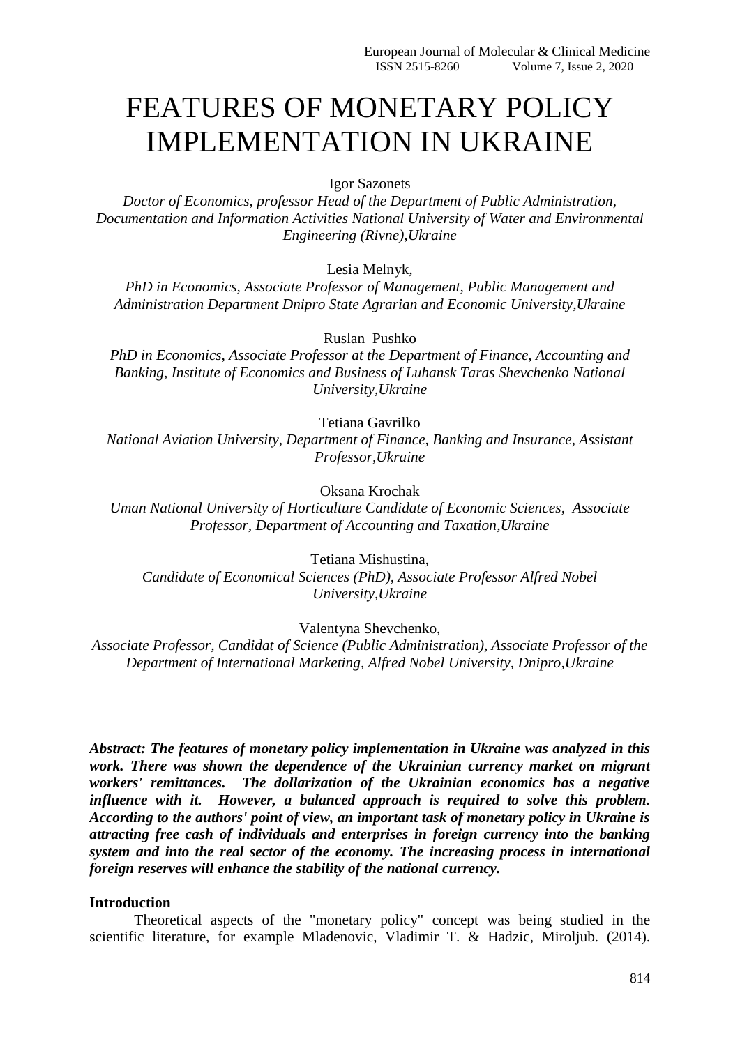# FEATURES OF MONETARY POLICY IMPLEMENTATION IN UKRAINE

Igor Sazonets

*Doctor of Economics, professor Head of the Department of Public Administration, Documentation and Information Activities National University of Water and Environmental Engineering (Rivne),Ukraine*

Lesia Melnyk,

*PhD in Economics, Associate Professor of Management, Public Management and Administration Department Dnipro State Agrarian and Economic University,Ukraine*

Ruslan Pushko

*PhD in Economics, Associate Professor at the Department of Finance, Accounting and Banking, Institute of Economics and Business of Luhansk Taras Shevchenko National University,Ukraine*

Tetiana Gavrilko

*National Aviation University, Department of Finance, Banking and Insurance, Assistant Professor,Ukraine*

Oksana Krochak

*Uman National University of Horticulture Candidate of Economic Sciences, Associate Professor, Department of Accounting and Taxation,Ukraine*

Tetiana Mishustina,

*Candidate of Economical Sciences (PhD), Associate Professor Alfred Nobel University,Ukraine*

Valentyna Shevchenko,

*Associate Professor, Candidat of Science (Public Administration), Associate Professor of the Department of International Marketing, Alfred Nobel University, Dnipro,Ukraine*

***Abstract: The features of monetary policy implementation in Ukraine was analyzed in this work. There was shown the dependence of the Ukrainian currency market on migrant workers' remittances. The dollarization of the Ukrainian economics has a negative influence with it. However, a balanced approach is required to solve this problem. According to the authors' point of view, an important task of monetary policy in Ukraine is attracting free cash of individuals and enterprises in foreign currency into the banking system and into the real sector of the economy. The increasing process in international foreign reserves will enhance the stability of the national currency.***

**Introduction**

Theoretical aspects of the "monetary policy" concept was being studied in the scientific literature, for example Mladenovic, Vladimir T. & Hadzic, Miroljub. (2014).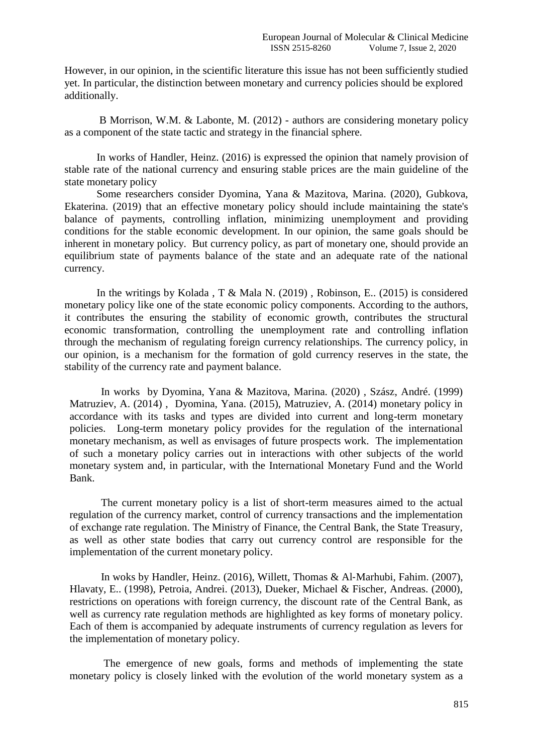However, in our opinion, in the scientific literature this issue has not been sufficiently studied yet. In particular, the distinction between monetary and currency policies should be explored additionally.

B Morrison, W.M. & Labonte, M. (2012) - authors are considering monetary policy as a component of the state tactic and strategy in the financial sphere.

In works of Handler, Heinz. (2016) is expressed the opinion that namely provision of stable rate of the national currency and ensuring stable prices are the main guideline of the state monetary policy

Some researchers consider Dyomina, Yana & Mazitova, Marina. (2020), Gubkova, Ekaterina. (2019) that an effective monetary policy should include maintaining the state's balance of payments, controlling inflation, minimizing unemployment and providing conditions for the stable economic development. In our opinion, the same goals should be inherent in monetary policy. But currency policy, as part of monetary one, should provide an equilibrium state of payments balance of the state and an adequate rate of the national currency.

In the writings by Kolada , T & Mala N. (2019) , Robinson, E.. (2015) is considered monetary policy like one of the state economic policy components. According to the authors, it contributes the ensuring the stability of economic growth, contributes the structural economic transformation, controlling the unemployment rate and controlling inflation through the mechanism of regulating foreign currency relationships. The currency policy, in our opinion, is a mechanism for the formation of gold currency reserves in the state, the stability of the currency rate and payment balance.

In works by Dyomina, Yana & Mazitova, Marina. (2020) , Szász, André. (1999) Matruziev, A. (2014) , Dyomina, Yana. (2015), Matruziev, A. (2014) monetary policy in accordance with its tasks and types are divided into current and long-term monetary policies. Long-term monetary policy provides for the regulation of the international monetary mechanism, as well as envisages of future prospects work. The implementation of such a monetary policy carries out in interactions with other subjects of the world monetary system and, in particular, with the International Monetary Fund and the World Bank.

The current monetary policy is a list of short-term measures aimed to the actual regulation of the currency market, control of currency transactions and the implementation of exchange rate regulation. The Ministry of Finance, the Central Bank, the State Treasury, as well as other state bodies that carry out currency control are responsible for the implementation of the current monetary policy.

In woks by Handler, Heinz. (2016), Willett, Thomas & Al-Marhubi, Fahim. (2007), Hlavaty, E.. (1998), Petroia, Andrei. (2013), Dueker, Michael & Fischer, Andreas. (2000), restrictions on operations with foreign currency, the discount rate of the Central Bank, as well as currency rate regulation methods are highlighted as key forms of monetary policy. Each of them is accompanied by adequate instruments of currency regulation as levers for the implementation of monetary policy.

The emergence of new goals, forms and methods of implementing the state monetary policy is closely linked with the evolution of the world monetary system as a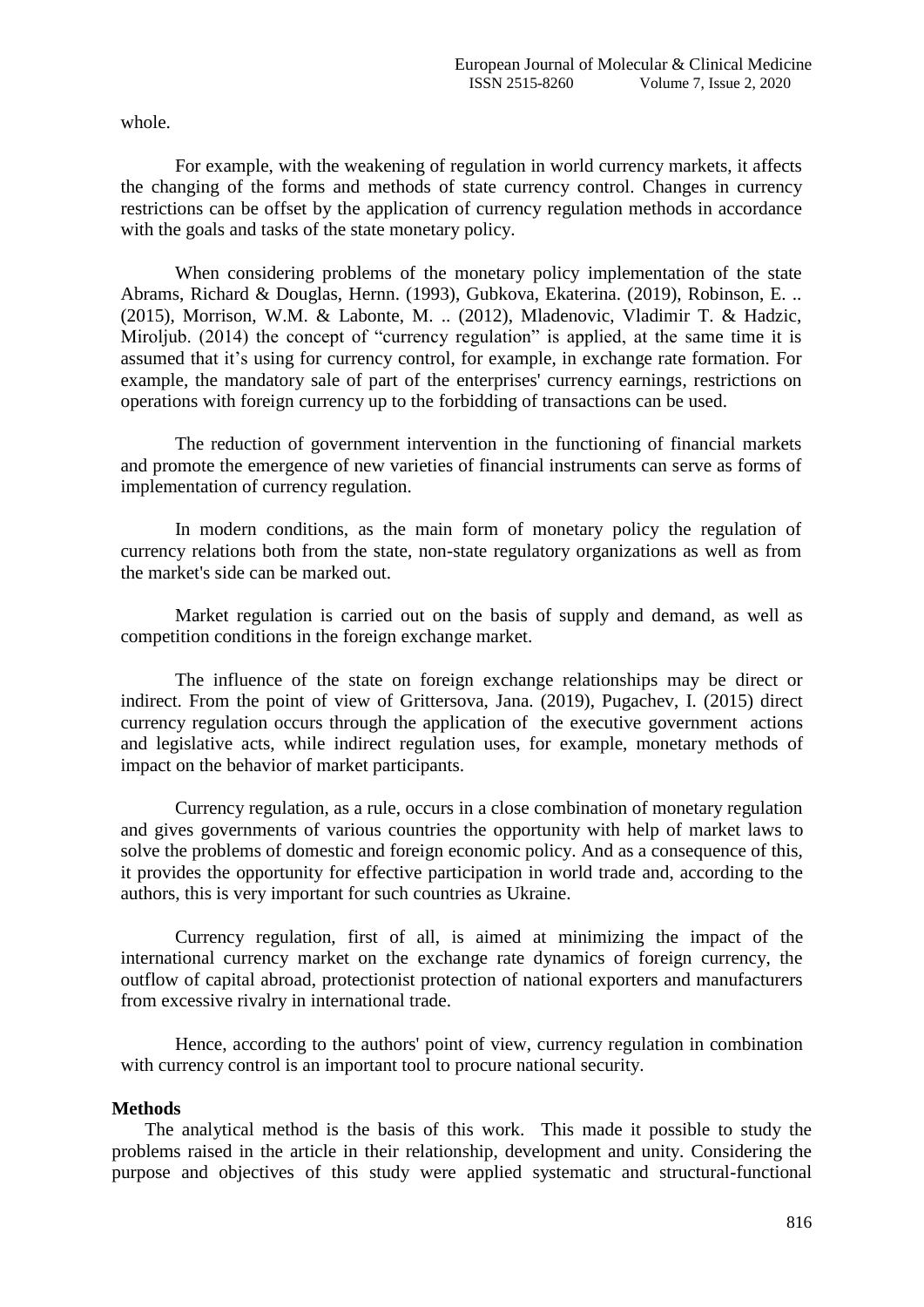whole.

For example, with the weakening of regulation in world currency markets, it affects the changing of the forms and methods of state currency control. Changes in currency restrictions can be offset by the application of currency regulation methods in accordance with the goals and tasks of the state monetary policy.

When considering problems of the monetary policy implementation of the state Abrams, Richard & Douglas, Hernn. (1993), Gubkova, Ekaterina. (2019), Robinson, E. .. (2015), Morrison, W.M. & Labonte, M. .. (2012), Mladenovic, Vladimir T. & Hadzic, Miroljub. (2014) the concept of "currency regulation" is applied, at the same time it is assumed that it's using for currency control, for example, in exchange rate formation. For example, the mandatory sale of part of the enterprises' currency earnings, restrictions on operations with foreign currency up to the forbidding of transactions can be used.

The reduction of government intervention in the functioning of financial markets and promote the emergence of new varieties of financial instruments can serve as forms of implementation of currency regulation.

In modern conditions, as the main form of monetary policy the regulation of currency relations both from the state, non-state regulatory organizations as well as from the market's side can be marked out.

Market regulation is carried out on the basis of supply and demand, as well as competition conditions in the foreign exchange market.

The influence of the state on foreign exchange relationships may be direct or indirect. From the point of view of Grittersova, Jana. (2019), Pugachev, I. (2015) direct currency regulation occurs through the application of the executive government actions and legislative acts, while indirect regulation uses, for example, monetary methods of impact on the behavior of market participants.

Currency regulation, as a rule, occurs in a close combination of monetary regulation and gives governments of various countries the opportunity with help of market laws to solve the problems of domestic and foreign economic policy. And as a consequence of this, it provides the opportunity for effective participation in world trade and, according to the authors, this is very important for such countries as Ukraine.

Currency regulation, first of all, is aimed at minimizing the impact of the international currency market on the exchange rate dynamics of foreign currency, the outflow of capital abroad, protectionist protection of national exporters and manufacturers from excessive rivalry in international trade.

Hence, according to the authors' point of view, currency regulation in combination with currency control is an important tool to procure national security.

## Methods

The analytical method is the basis of this work. This made it possible to study the problems raised in the article in their relationship, development and unity. Considering the purpose and objectives of this study were applied systematic and structural-functional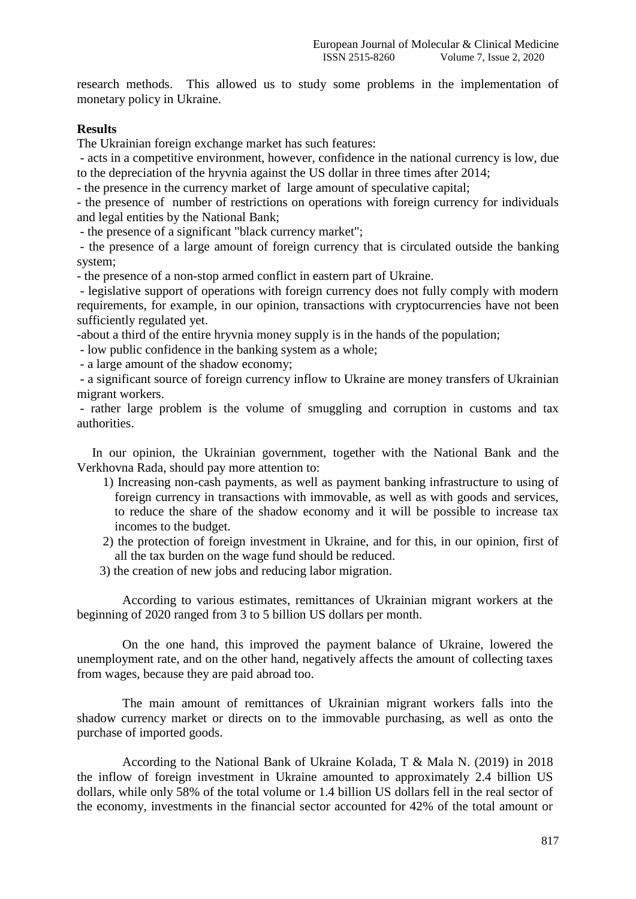research methods. This allowed us to study some problems in the implementation of monetary policy in Ukraine.

**Results**

The Ukrainian foreign exchange market has such features:

- acts in a competitive environment, however, confidence in the national currency is low, due to the depreciation of the hryvnia against the US dollar in three times after 2014;
- the presence in the currency market of large amount of speculative capital;
- the presence of number of restrictions on operations with foreign currency for individuals and legal entities by the National Bank;
- the presence of a significant "black currency market";
- the presence of a large amount of foreign currency that is circulated outside the banking system;
- the presence of a non-stop armed conflict in eastern part of Ukraine.
- legislative support of operations with foreign currency does not fully comply with modern requirements, for example, in our opinion, transactions with cryptocurrencies have not been sufficiently regulated yet.
- about a third of the entire hryvnia money supply is in the hands of the population;
- low public confidence in the banking system as a whole;
- a large amount of the shadow economy;
- a significant source of foreign currency inflow to Ukraine are money transfers of Ukrainian migrant workers.
- rather large problem is the volume of smuggling and corruption in customs and tax authorities.

In our opinion, the Ukrainian government, together with the National Bank and the Verkhovna Rada, should pay more attention to:

1) Increasing non-cash payments, as well as payment banking infrastructure to using of foreign currency in transactions with immovable, as well as with goods and services, to reduce the share of the shadow economy and it will be possible to increase tax incomes to the budget.
2) the protection of foreign investment in Ukraine, and for this, in our opinion, first of all the tax burden on the wage fund should be reduced.
3) the creation of new jobs and reducing labor migration.

According to various estimates, remittances of Ukrainian migrant workers at the beginning of 2020 ranged from 3 to 5 billion US dollars per month.

On the one hand, this improved the payment balance of Ukraine, lowered the unemployment rate, and on the other hand, negatively affects the amount of collecting taxes from wages, because they are paid abroad too.

The main amount of remittances of Ukrainian migrant workers falls into the shadow currency market or directs on to the immovable purchasing, as well as onto the purchase of imported goods.

According to the National Bank of Ukraine Kolada, T & Mala N. (2019) in 2018 the inflow of foreign investment in Ukraine amounted to approximately 2.4 billion US dollars, while only 58% of the total volume or 1.4 billion US dollars fell in the real sector of the economy, investments in the financial sector accounted for 42% of the total amount or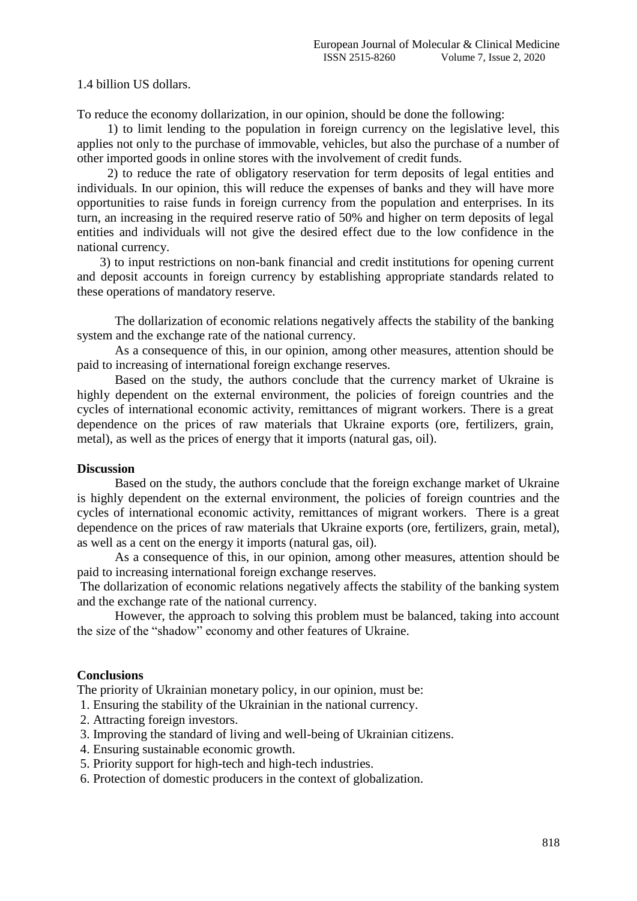1.4 billion US dollars.

To reduce the economy dollarization, in our opinion, should be done the following:

1) to limit lending to the population in foreign currency on the legislative level, this applies not only to the purchase of immovable, vehicles, but also the purchase of a number of other imported goods in online stores with the involvement of credit funds.

2) to reduce the rate of obligatory reservation for term deposits of legal entities and individuals. In our opinion, this will reduce the expenses of banks and they will have more opportunities to raise funds in foreign currency from the population and enterprises. In its turn, an increasing in the required reserve ratio of 50% and higher on term deposits of legal entities and individuals will not give the desired effect due to the low confidence in the national currency.

3) to input restrictions on non-bank financial and credit institutions for opening current and deposit accounts in foreign currency by establishing appropriate standards related to these operations of mandatory reserve.

The dollarization of economic relations negatively affects the stability of the banking system and the exchange rate of the national currency.

As a consequence of this, in our opinion, among other measures, attention should be paid to increasing of international foreign exchange reserves.

Based on the study, the authors conclude that the currency market of Ukraine is highly dependent on the external environment, the policies of foreign countries and the cycles of international economic activity, remittances of migrant workers. There is a great dependence on the prices of raw materials that Ukraine exports (ore, fertilizers, grain, metal), as well as the prices of energy that it imports (natural gas, oil).

## Discussion

Based on the study, the authors conclude that the foreign exchange market of Ukraine is highly dependent on the external environment, the policies of foreign countries and the cycles of international economic activity, remittances of migrant workers. There is a great dependence on the prices of raw materials that Ukraine exports (ore, fertilizers, grain, metal), as well as a cent on the energy it imports (natural gas, oil).

As a consequence of this, in our opinion, among other measures, attention should be paid to increasing international foreign exchange reserves.

The dollarization of economic relations negatively affects the stability of the banking system and the exchange rate of the national currency.

However, the approach to solving this problem must be balanced, taking into account the size of the "shadow" economy and other features of Ukraine.

## Conclusions

The priority of Ukrainian monetary policy, in our opinion, must be:

1. Ensuring the stability of the Ukrainian in the national currency.
2. Attracting foreign investors.
3. Improving the standard of living and well-being of Ukrainian citizens.
4. Ensuring sustainable economic growth.
5. Priority support for high-tech and high-tech industries.
6. Protection of domestic producers in the context of globalization.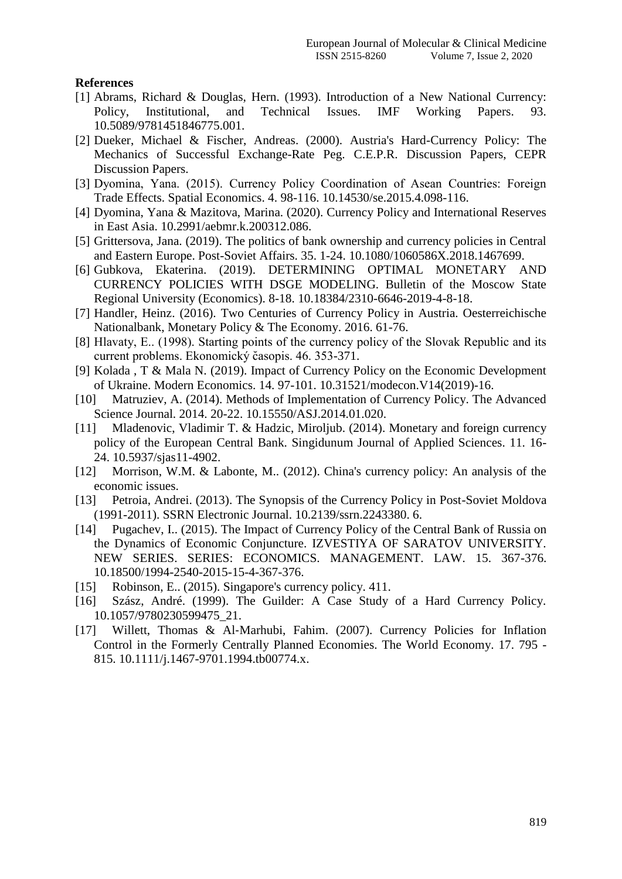**References**

[1] Abrams, Richard & Douglas, Hern. (1993). Introduction of a New National Currency: Policy, Institutional, and Technical Issues. IMF Working Papers. 93. 10.5089/9781451846775.001.

[2] Dueker, Michael & Fischer, Andreas. (2000). Austria's Hard-Currency Policy: The Mechanics of Successful Exchange-Rate Peg. C.E.P.R. Discussion Papers, CEPR Discussion Papers.

[3] Dyomina, Yana. (2015). Currency Policy Coordination of Asean Countries: Foreign Trade Effects. Spatial Economics. 4. 98-116. 10.14530/se.2015.4.098-116.

[4] Dyomina, Yana & Mazitova, Marina. (2020). Currency Policy and International Reserves in East Asia. 10.2991/aebmr.k.200312.086.

[5] Grittersova, Jana. (2019). The politics of bank ownership and currency policies in Central and Eastern Europe. Post-Soviet Affairs. 35. 1-24. 10.1080/1060586X.2018.1467699.

[6] Gubkova, Ekaterina. (2019). DETERMINING OPTIMAL MONETARY AND CURRENCY POLICIES WITH DSGE MODELING. Bulletin of the Moscow State Regional University (Economics). 8-18. 10.18384/2310-6646-2019-4-8-18.

[7] Handler, Heinz. (2016). Two Centuries of Currency Policy in Austria. Oesterreichische Nationalbank, Monetary Policy & The Economy. 2016. 61-76.

[8] Hlavaty, E.. (1998). Starting points of the currency policy of the Slovak Republic and its current problems. Ekonomický časopis. 46. 353-371.

[9] Kolada , T & Mala N. (2019). Impact of Currency Policy on the Economic Development of Ukraine. Modern Economics. 14. 97-101. 10.31521/modecon.V14(2019)-16.

[10] Matruziev, A. (2014). Methods of Implementation of Currency Policy. The Advanced Science Journal. 2014. 20-22. 10.15550/ASJ.2014.01.020.

[11] Mladenovic, Vladimir T. & Hadzic, Miroljub. (2014). Monetary and foreign currency policy of the European Central Bank. Singidunum Journal of Applied Sciences. 11. 16-24. 10.5937/sjas11-4902.

[12] Morrison, W.M. & Labonte, M.. (2012). China's currency policy: An analysis of the economic issues.

[13] Petroia, Andrei. (2013). The Synopsis of the Currency Policy in Post-Soviet Moldova (1991-2011). SSRN Electronic Journal. 10.2139/ssrn.2243380. 6.

[14] Pugachev, I.. (2015). The Impact of Currency Policy of the Central Bank of Russia on the Dynamics of Economic Conjuncture. IZVESTIYA OF SARATOV UNIVERSITY. NEW SERIES. SERIES: ECONOMICS. MANAGEMENT. LAW. 15. 367-376. 10.18500/1994-2540-2015-15-4-367-376.

[15] Robinson, E.. (2015). Singapore's currency policy. 411.

[16] Szász, André. (1999). The Guilder: A Case Study of a Hard Currency Policy. 10.1057/9780230599475_21.

[17] Willett, Thomas & Al-Marhubi, Fahim. (2007). Currency Policies for Inflation Control in the Formerly Centrally Planned Economies. The World Economy. 17. 795 - 815. 10.1111/j.1467-9701.1994.tb00774.x.